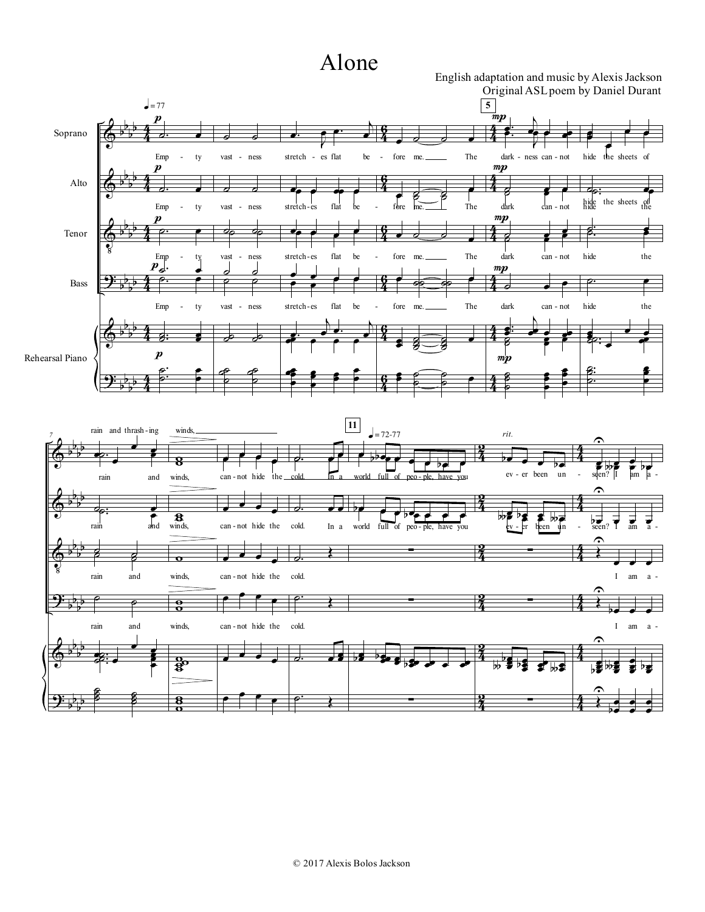# Alone

English adaptation and music by Alexis Jackson
Original ASL poem by Daniel Durant

© 2017 Alexis Bolos Jackson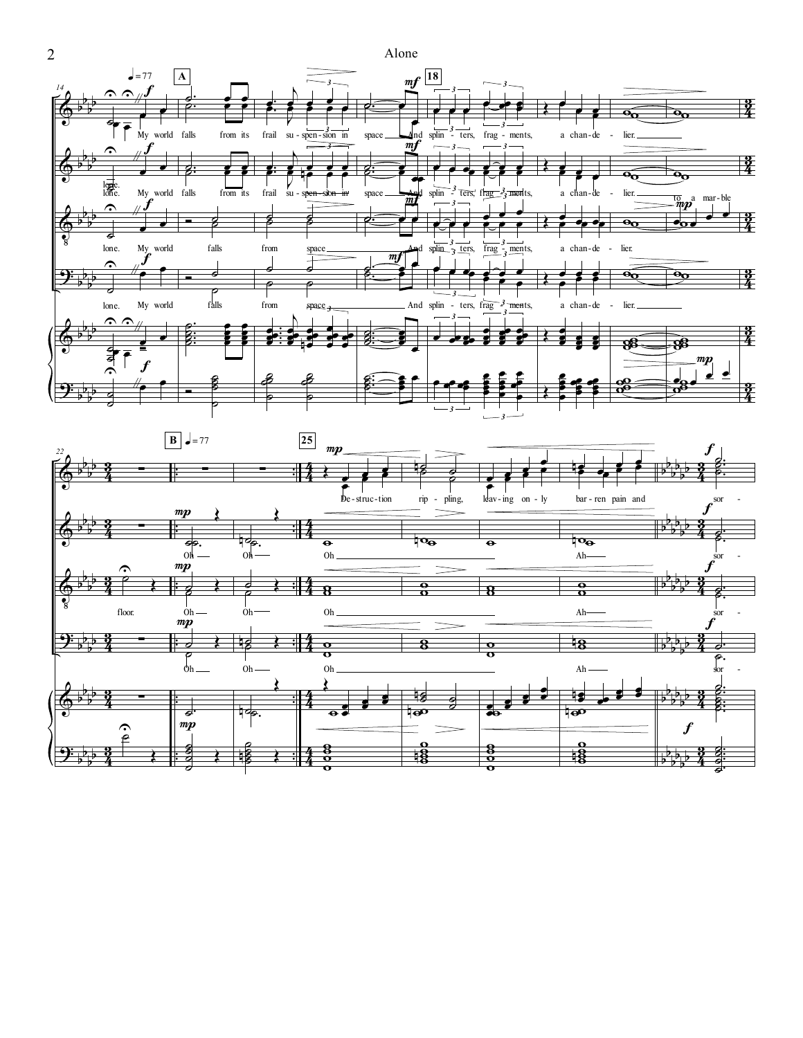♩ = 77 **A** **18**

*f* *mf*

My world falls from its frail su - spen - sion in space And splin - ters, frag - ments, a chan - de - lier.

lone. My world falls from its frail su - spen - sion in space And splin - ters, frag - ments, a chan - de - lier. *mp* to a mar - ble floor.

lone. My world falls from space And splin - ters, frag - ments, a chan - de - lier.

lone. My world falls from space And splin - ters, frag - ments, a chan - de - lier.

**B** ♩ = 77 **25**

*mp* *f*

De - struc - tion rip - pling, leav - ing on - ly bar - ren pain and sor -

Oh Oh Oh Ah sor -

Oh Oh Oh Ah sor -

Oh Oh Oh Ah sor -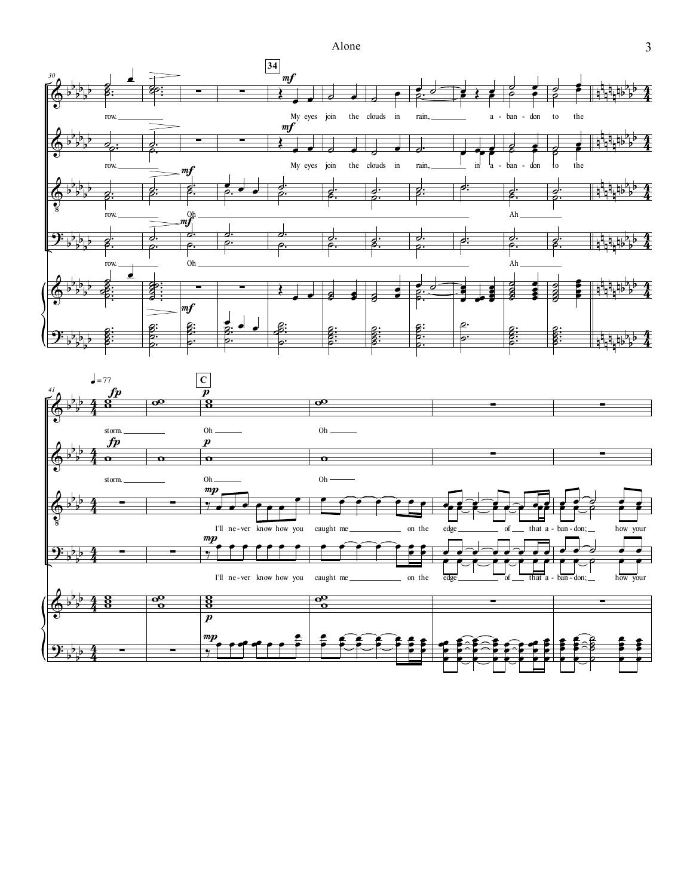row. My eyes join the clouds in rain, a - ban - don to the

row. My eyes join the clouds in rain, in a - ban - don to the

row. Oh Ah

row. Oh Ah

♩= 77

C

storm. Oh Oh

storm. Oh Oh

I'll ne - ver know how you caught me on the edge of that a - ban - don; how your

I'll ne - ver know how you caught me on the edge of that a - ban - don; how your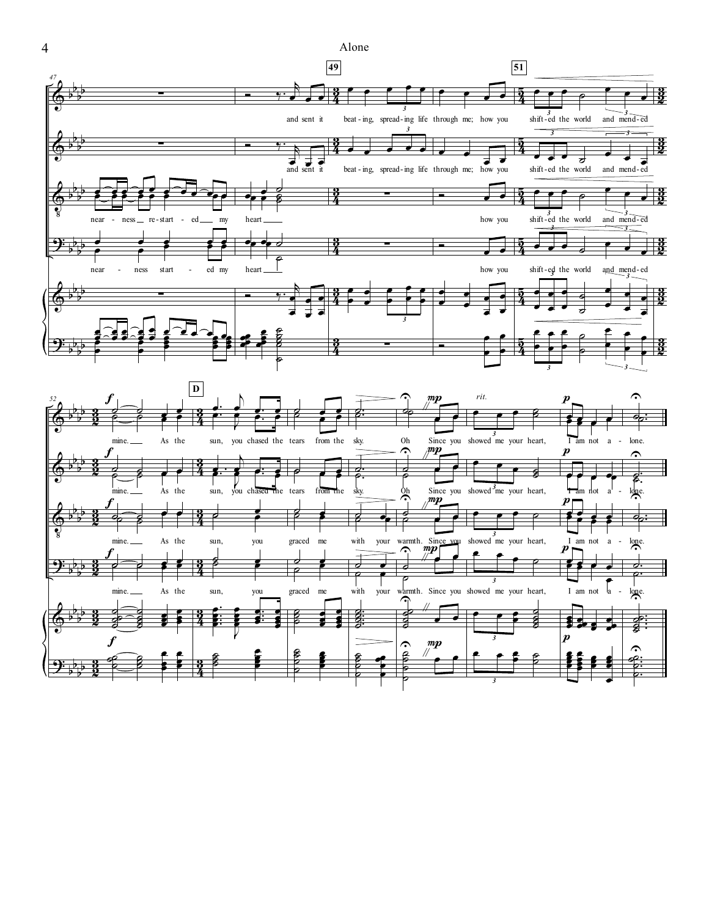and sent it beat-ing, spread-ing life through me; how you shift-ed the world and mend-ed

near - ness re-start - ed my heart how you shift-ed the world and mend-ed

near - ness start - ed my heart how you shift-ed the world and mend-ed

mine. As the sun, you chased the tears from the sky. Oh Since you showed me your heart, I am not a - lone.

mine. As the sun, you graced me with your warmth. Since you showed me your heart, I am not a - lone.